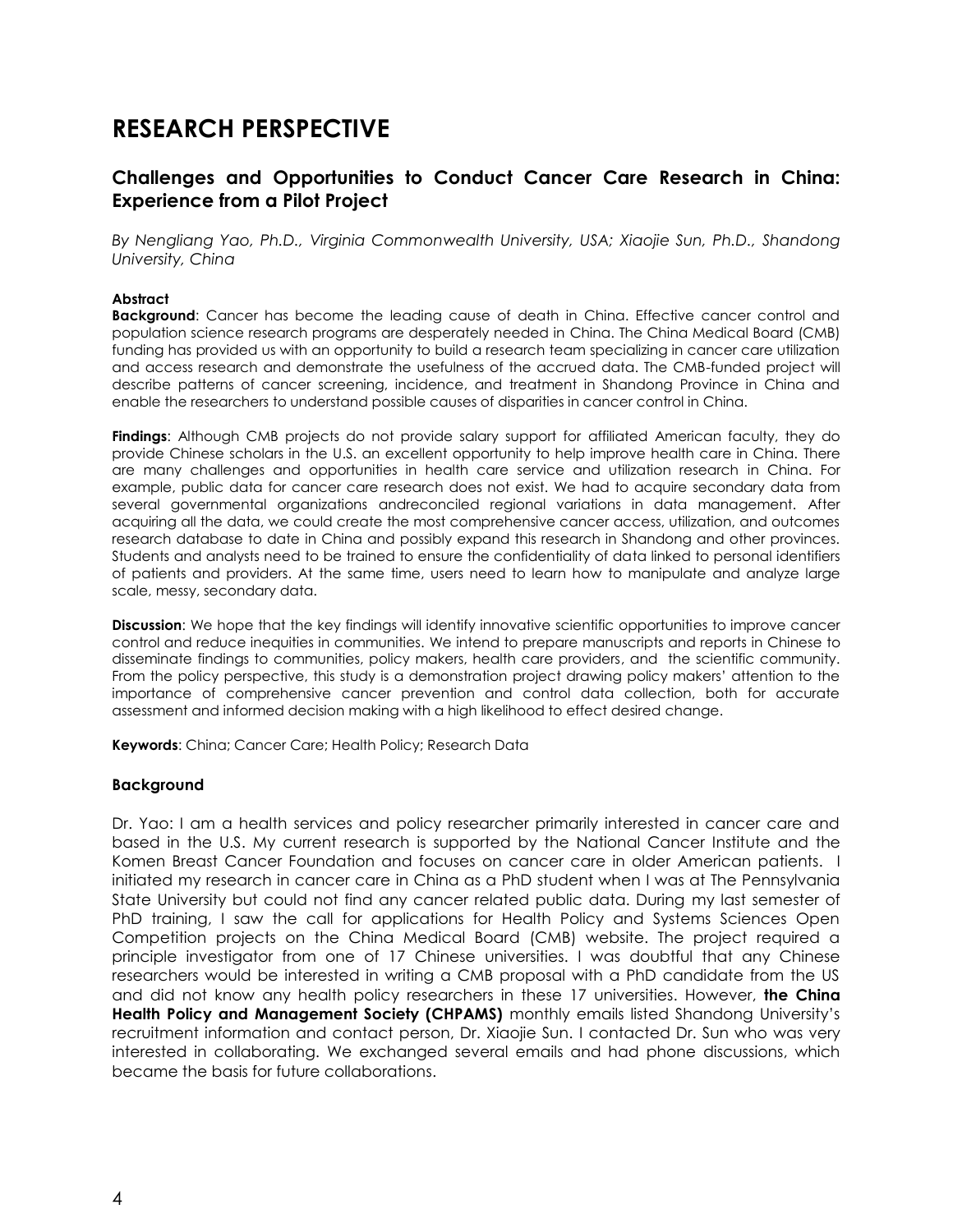# RESEARCH PERSPECTIVE

## Challenges and Opportunities to Conduct Cancer Care Research in China: Experience from a Pilot Project

*By Nengliang Yao, Ph.D., Virginia Commonwealth University, USA; Xiaojie Sun, Ph.D., Shandong University, China*

#### Abstract

**Background**: Cancer has become the leading cause of death in China. Effective cancer control and population science research programs are desperately needed in China. The China Medical Board (CMB) funding has provided us with an opportunity to build a research team specializing in cancer care utilization and access research and demonstrate the usefulness of the accrued data. The CMB-funded project will describe patterns of cancer screening, incidence, and treatment in Shandong Province in China and enable the researchers to understand possible causes of disparities in cancer control in China.

**Findings**: Although CMB projects do not provide salary support for affiliated American faculty, they do provide Chinese scholars in the U.S. an excellent opportunity to help improve health care in China. There are many challenges and opportunities in health care service and utilization research in China. For example, public data for cancer care research does not exist. We had to acquire secondary data from several governmental organizations andreconciled regional variations in data management. After acquiring all the data, we could create the most comprehensive cancer access, utilization, and outcomes research database to date in China and possibly expand this research in Shandong and other provinces. Students and analysts need to be trained to ensure the confidentiality of data linked to personal identifiers of patients and providers. At the same time, users need to learn how to manipulate and analyze large scale, messy, secondary data.

**Discussion**: We hope that the key findings will identify innovative scientific opportunities to improve cancer control and reduce inequities in communities. We intend to prepare manuscripts and reports in Chinese to disseminate findings to communities, policy makers, health care providers, and the scientific community. From the policy perspective, this study is a demonstration project drawing policy makers' attention to the importance of comprehensive cancer prevention and control data collection, both for accurate assessment and informed decision making with a high likelihood to effect desired change.

**Keywords**: China; Cancer Care; Health Policy; Research Data

#### Background

Dr. Yao: I am a health services and policy researcher primarily interested in cancer care and based in the U.S. My current research is supported by the National Cancer Institute and the Komen Breast Cancer Foundation and focuses on cancer care in older American patients. I initiated my research in cancer care in China as a PhD student when I was at The Pennsylvania State University but could not find any cancer related public data. During my last semester of PhD training, I saw the call for applications for Health Policy and Systems Sciences Open Competition projects on the China Medical Board (CMB) website. The project required a principle investigator from one of 17 Chinese universities. I was doubtful that any Chinese researchers would be interested in writing a CMB proposal with a PhD candidate from the US and did not know any health policy researchers in these 17 universities. However, **the China Health Policy and Management Society (CHPAMS)** monthly emails listed Shandong University's recruitment information and contact person, Dr. Xiaojie Sun. I contacted Dr. Sun who was very interested in collaborating. We exchanged several emails and had phone discussions, which became the basis for future collaborations.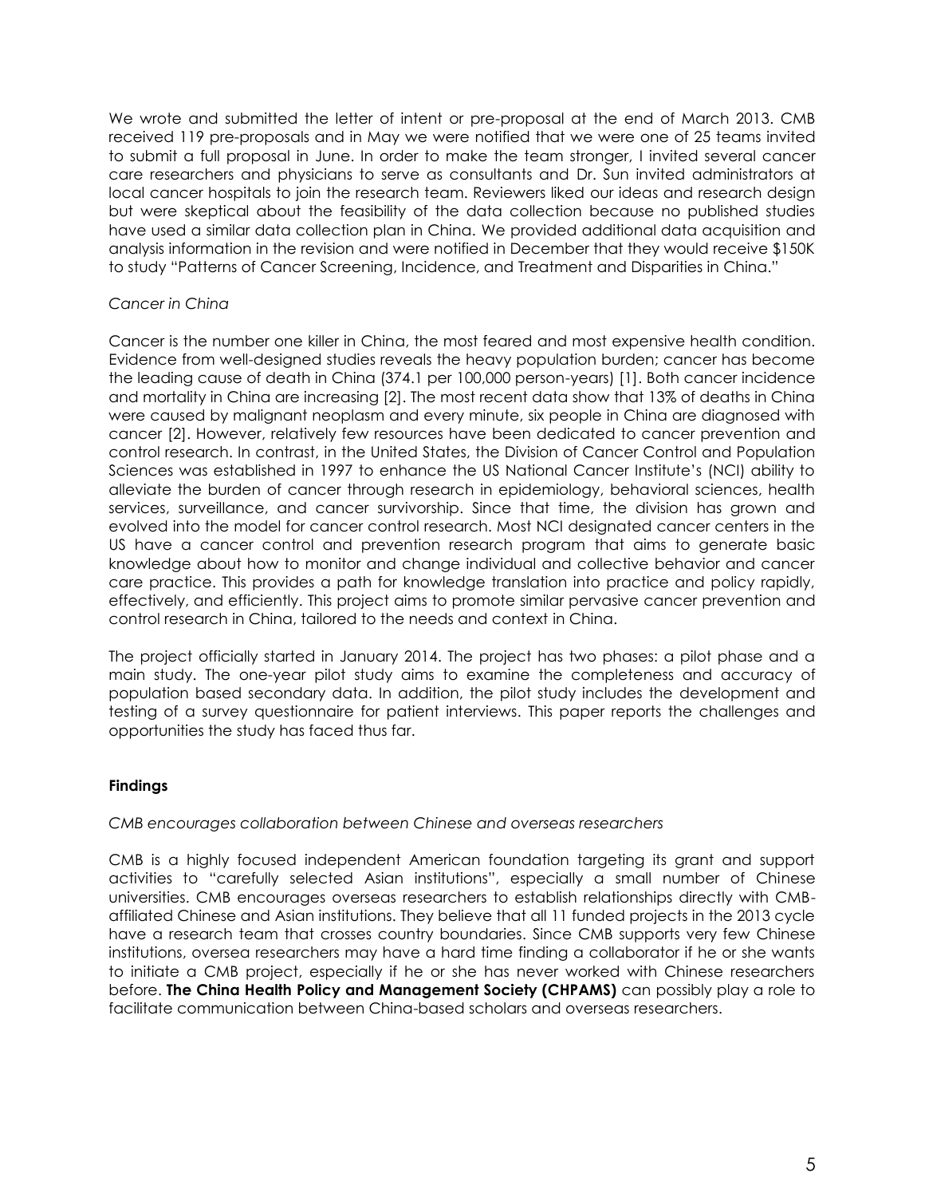We wrote and submitted the letter of intent or pre-proposal at the end of March 2013. CMB received 119 pre-proposals and in May we were notified that we were one of 25 teams invited to submit a full proposal in June. In order to make the team stronger, I invited several cancer care researchers and physicians to serve as consultants and Dr. Sun invited administrators at local cancer hospitals to join the research team. Reviewers liked our ideas and research design but were skeptical about the feasibility of the data collection because no published studies have used a similar data collection plan in China. We provided additional data acquisition and analysis information in the revision and were notified in December that they would receive $150K to study "Patterns of Cancer Screening, Incidence, and Treatment and Disparities in China."

*Cancer in China*

Cancer is the number one killer in China, the most feared and most expensive health condition. Evidence from well-designed studies reveals the heavy population burden; cancer has become the leading cause of death in China (374.1 per 100,000 person-years) [1]. Both cancer incidence and mortality in China are increasing [2]. The most recent data show that 13% of deaths in China were caused by malignant neoplasm and every minute, six people in China are diagnosed with cancer [2]. However, relatively few resources have been dedicated to cancer prevention and control research. In contrast, in the United States, the Division of Cancer Control and Population Sciences was established in 1997 to enhance the US National Cancer Institute's (NCI) ability to alleviate the burden of cancer through research in epidemiology, behavioral sciences, health services, surveillance, and cancer survivorship. Since that time, the division has grown and evolved into the model for cancer control research. Most NCI designated cancer centers in the US have a cancer control and prevention research program that aims to generate basic knowledge about how to monitor and change individual and collective behavior and cancer care practice. This provides a path for knowledge translation into practice and policy rapidly, effectively, and efficiently. This project aims to promote similar pervasive cancer prevention and control research in China, tailored to the needs and context in China.

The project officially started in January 2014. The project has two phases: a pilot phase and a main study. The one-year pilot study aims to examine the completeness and accuracy of population based secondary data. In addition, the pilot study includes the development and testing of a survey questionnaire for patient interviews. This paper reports the challenges and opportunities the study has faced thus far.

**Findings**

*CMB encourages collaboration between Chinese and overseas researchers*

CMB is a highly focused independent American foundation targeting its grant and support activities to "carefully selected Asian institutions", especially a small number of Chinese universities. CMB encourages overseas researchers to establish relationships directly with CMB-affiliated Chinese and Asian institutions. They believe that all 11 funded projects in the 2013 cycle have a research team that crosses country boundaries. Since CMB supports very few Chinese institutions, oversea researchers may have a hard time finding a collaborator if he or she wants to initiate a CMB project, especially if he or she has never worked with Chinese researchers before. **The China Health Policy and Management Society (CHPAMS)** can possibly play a role to facilitate communication between China-based scholars and overseas researchers.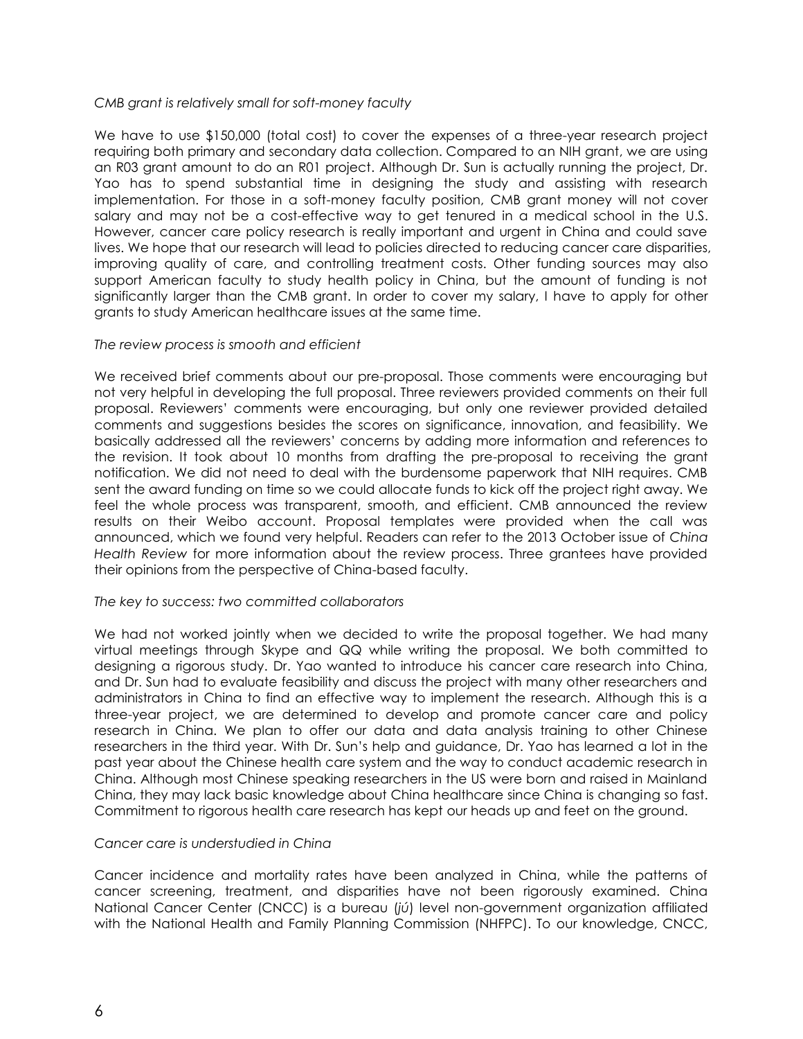*CMB grant is relatively small for soft-money faculty*

We have to use $150,000 (total cost) to cover the expenses of a three-year research project requiring both primary and secondary data collection. Compared to an NIH grant, we are using an R03 grant amount to do an R01 project. Although Dr. Sun is actually running the project, Dr. Yao has to spend substantial time in designing the study and assisting with research implementation. For those in a soft-money faculty position, CMB grant money will not cover salary and may not be a cost-effective way to get tenured in a medical school in the U.S. However, cancer care policy research is really important and urgent in China and could save lives. We hope that our research will lead to policies directed to reducing cancer care disparities, improving quality of care, and controlling treatment costs. Other funding sources may also support American faculty to study health policy in China, but the amount of funding is not significantly larger than the CMB grant. In order to cover my salary, I have to apply for other grants to study American healthcare issues at the same time.

*The review process is smooth and efficient*

We received brief comments about our pre-proposal. Those comments were encouraging but not very helpful in developing the full proposal. Three reviewers provided comments on their full proposal. Reviewers' comments were encouraging, but only one reviewer provided detailed comments and suggestions besides the scores on significance, innovation, and feasibility. We basically addressed all the reviewers' concerns by adding more information and references to the revision. It took about 10 months from drafting the pre-proposal to receiving the grant notification. We did not need to deal with the burdensome paperwork that NIH requires. CMB sent the award funding on time so we could allocate funds to kick off the project right away. We feel the whole process was transparent, smooth, and efficient. CMB announced the review results on their Weibo account. Proposal templates were provided when the call was announced, which we found very helpful. Readers can refer to the 2013 October issue of *China Health Review* for more information about the review process. Three grantees have provided their opinions from the perspective of China-based faculty.

*The key to success: two committed collaborators*

We had not worked jointly when we decided to write the proposal together. We had many virtual meetings through Skype and QQ while writing the proposal. We both committed to designing a rigorous study. Dr. Yao wanted to introduce his cancer care research into China, and Dr. Sun had to evaluate feasibility and discuss the project with many other researchers and administrators in China to find an effective way to implement the research. Although this is a three-year project, we are determined to develop and promote cancer care and policy research in China. We plan to offer our data and data analysis training to other Chinese researchers in the third year. With Dr. Sun's help and guidance, Dr. Yao has learned a lot in the past year about the Chinese health care system and the way to conduct academic research in China. Although most Chinese speaking researchers in the US were born and raised in Mainland China, they may lack basic knowledge about China healthcare since China is changing so fast. Commitment to rigorous health care research has kept our heads up and feet on the ground.

*Cancer care is understudied in China*

Cancer incidence and mortality rates have been analyzed in China, while the patterns of cancer screening, treatment, and disparities have not been rigorously examined. China National Cancer Center (CNCC) is a bureau (*jú*) level non-government organization affiliated with the National Health and Family Planning Commission (NHFPC). To our knowledge, CNCC,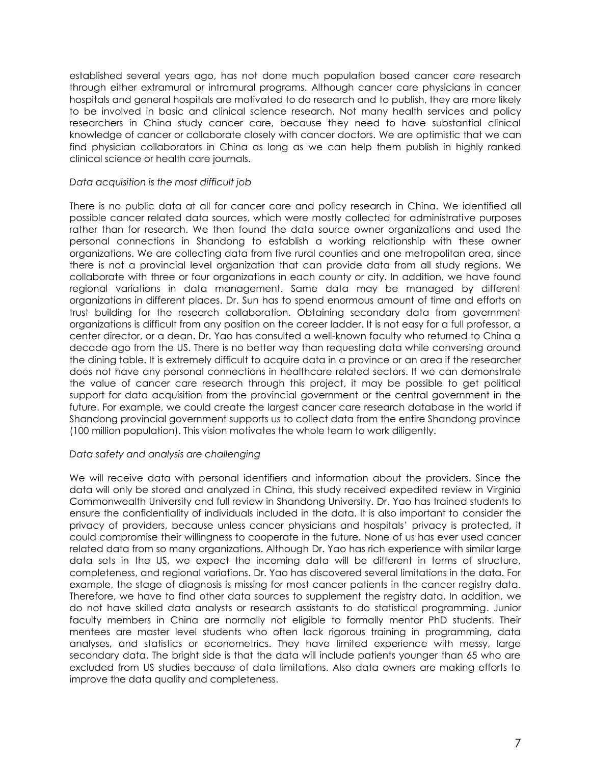established several years ago, has not done much population based cancer care research through either extramural or intramural programs. Although cancer care physicians in cancer hospitals and general hospitals are motivated to do research and to publish, they are more likely to be involved in basic and clinical science research. Not many health services and policy researchers in China study cancer care, because they need to have substantial clinical knowledge of cancer or collaborate closely with cancer doctors. We are optimistic that we can find physician collaborators in China as long as we can help them publish in highly ranked clinical science or health care journals.

*Data acquisition is the most difficult job*

There is no public data at all for cancer care and policy research in China. We identified all possible cancer related data sources, which were mostly collected for administrative purposes rather than for research. We then found the data source owner organizations and used the personal connections in Shandong to establish a working relationship with these owner organizations. We are collecting data from five rural counties and one metropolitan area, since there is not a provincial level organization that can provide data from all study regions. We collaborate with three or four organizations in each county or city. In addition, we have found regional variations in data management. Same data may be managed by different organizations in different places. Dr. Sun has to spend enormous amount of time and efforts on trust building for the research collaboration. Obtaining secondary data from government organizations is difficult from any position on the career ladder. It is not easy for a full professor, a center director, or a dean. Dr. Yao has consulted a well-known faculty who returned to China a decade ago from the US. There is no better way than requesting data while conversing around the dining table. It is extremely difficult to acquire data in a province or an area if the researcher does not have any personal connections in healthcare related sectors. If we can demonstrate the value of cancer care research through this project, it may be possible to get political support for data acquisition from the provincial government or the central government in the future. For example, we could create the largest cancer care research database in the world if Shandong provincial government supports us to collect data from the entire Shandong province (100 million population). This vision motivates the whole team to work diligently.

*Data safety and analysis are challenging*

We will receive data with personal identifiers and information about the providers. Since the data will only be stored and analyzed in China, this study received expedited review in Virginia Commonwealth University and full review in Shandong University. Dr. Yao has trained students to ensure the confidentiality of individuals included in the data. It is also important to consider the privacy of providers, because unless cancer physicians and hospitals' privacy is protected, it could compromise their willingness to cooperate in the future. None of us has ever used cancer related data from so many organizations. Although Dr. Yao has rich experience with similar large data sets in the US, we expect the incoming data will be different in terms of structure, completeness, and regional variations. Dr. Yao has discovered several limitations in the data. For example, the stage of diagnosis is missing for most cancer patients in the cancer registry data. Therefore, we have to find other data sources to supplement the registry data. In addition, we do not have skilled data analysts or research assistants to do statistical programming. Junior faculty members in China are normally not eligible to formally mentor PhD students. Their mentees are master level students who often lack rigorous training in programming, data analyses, and statistics or econometrics. They have limited experience with messy, large secondary data. The bright side is that the data will include patients younger than 65 who are excluded from US studies because of data limitations. Also data owners are making efforts to improve the data quality and completeness.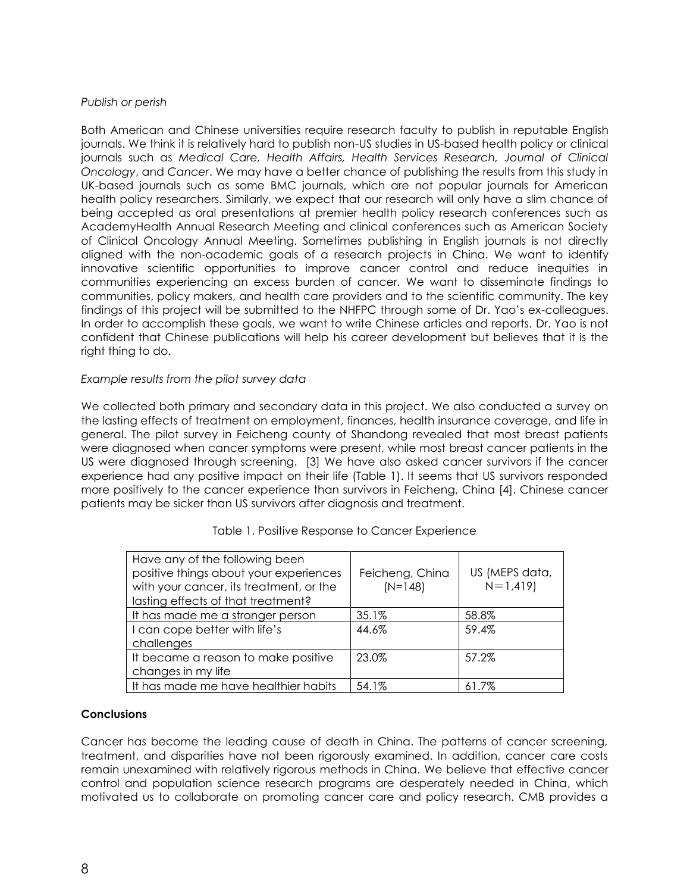*Publish or perish*

Both American and Chinese universities require research faculty to publish in reputable English journals. We think it is relatively hard to publish non-US studies in US-based health policy or clinical journals such as *Medical Care, Health Affairs, Health Services Research, Journal of Clinical Oncology*, and *Cancer*. We may have a better chance of publishing the results from this study in UK-based journals such as some BMC journals, which are not popular journals for American health policy researchers. Similarly, we expect that our research will only have a slim chance of being accepted as oral presentations at premier health policy research conferences such as AcademyHealth Annual Research Meeting and clinical conferences such as American Society of Clinical Oncology Annual Meeting. Sometimes publishing in English journals is not directly aligned with the non-academic goals of a research projects in China. We want to identify innovative scientific opportunities to improve cancer control and reduce inequities in communities experiencing an excess burden of cancer. We want to disseminate findings to communities, policy makers, and health care providers and to the scientific community. The key findings of this project will be submitted to the NHFPC through some of Dr. Yao's ex-colleagues. In order to accomplish these goals, we want to write Chinese articles and reports. Dr. Yao is not confident that Chinese publications will help his career development but believes that it is the right thing to do.

*Example results from the pilot survey data*

We collected both primary and secondary data in this project. We also conducted a survey on the lasting effects of treatment on employment, finances, health insurance coverage, and life in general. The pilot survey in Feicheng county of Shandong revealed that most breast patients were diagnosed when cancer symptoms were present, while most breast cancer patients in the US were diagnosed through screening. [3] We have also asked cancer survivors if the cancer experience had any positive impact on their life (Table 1). It seems that US survivors responded more positively to the cancer experience than survivors in Feicheng, China [4]. Chinese cancer patients may be sicker than US survivors after diagnosis and treatment.

Table 1. Positive Response to Cancer Experience

| Have any of the following been positive things about your experiences with your cancer, its treatment, or the lasting effects of that treatment? | Feicheng, China (N=148) | US (MEPS data, N=1,419) |
|---|---|---|
| It has made me a stronger person | 35.1% | 58.8% |
| I can cope better with life's challenges | 44.6% | 59.4% |
| It became a reason to make positive changes in my life | 23.0% | 57.2% |
| It has made me have healthier habits | 54.1% | 61.7% |

**Conclusions**

Cancer has become the leading cause of death in China. The patterns of cancer screening, treatment, and disparities have not been rigorously examined. In addition, cancer care costs remain unexamined with relatively rigorous methods in China. We believe that effective cancer control and population science research programs are desperately needed in China, which motivated us to collaborate on promoting cancer care and policy research. CMB provides a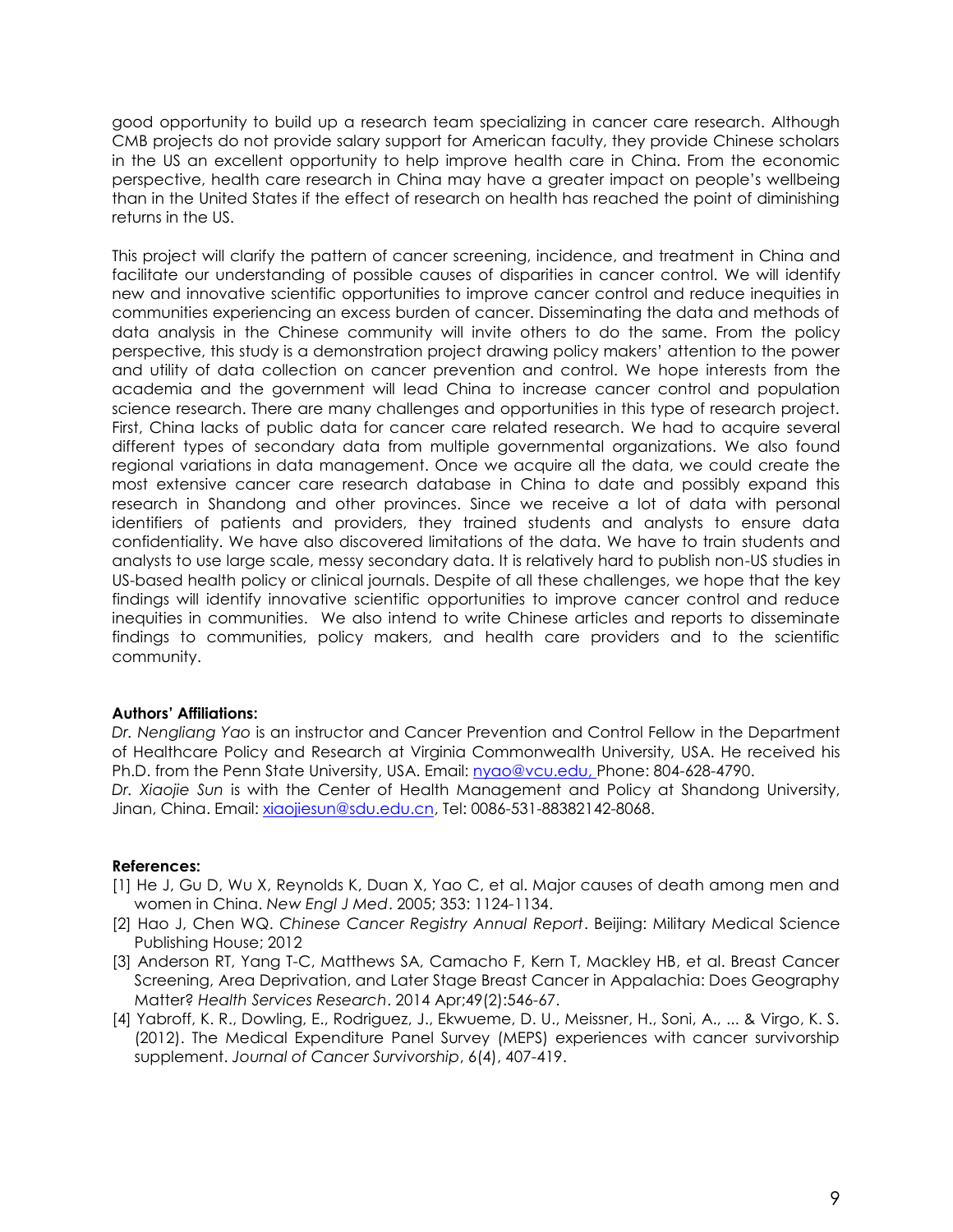good opportunity to build up a research team specializing in cancer care research. Although CMB projects do not provide salary support for American faculty, they provide Chinese scholars in the US an excellent opportunity to help improve health care in China. From the economic perspective, health care research in China may have a greater impact on people's wellbeing than in the United States if the effect of research on health has reached the point of diminishing returns in the US.

This project will clarify the pattern of cancer screening, incidence, and treatment in China and facilitate our understanding of possible causes of disparities in cancer control. We will identify new and innovative scientific opportunities to improve cancer control and reduce inequities in communities experiencing an excess burden of cancer. Disseminating the data and methods of data analysis in the Chinese community will invite others to do the same. From the policy perspective, this study is a demonstration project drawing policy makers' attention to the power and utility of data collection on cancer prevention and control. We hope interests from the academia and the government will lead China to increase cancer control and population science research. There are many challenges and opportunities in this type of research project. First, China lacks of public data for cancer care related research. We had to acquire several different types of secondary data from multiple governmental organizations. We also found regional variations in data management. Once we acquire all the data, we could create the most extensive cancer care research database in China to date and possibly expand this research in Shandong and other provinces. Since we receive a lot of data with personal identifiers of patients and providers, they trained students and analysts to ensure data confidentiality. We have also discovered limitations of the data. We have to train students and analysts to use large scale, messy secondary data. It is relatively hard to publish non-US studies in US-based health policy or clinical journals. Despite of all these challenges, we hope that the key findings will identify innovative scientific opportunities to improve cancer control and reduce inequities in communities. We also intend to write Chinese articles and reports to disseminate findings to communities, policy makers, and health care providers and to the scientific community.

**Authors' Affiliations:**

*Dr. Nengliang Yao* is an instructor and Cancer Prevention and Control Fellow in the Department of Healthcare Policy and Research at Virginia Commonwealth University, USA. He received his Ph.D. from the Penn State University, USA. Email: nyao@vcu.edu, Phone: 804-628-4790.

*Dr. Xiaojie Sun* is with the Center of Health Management and Policy at Shandong University, Jinan, China. Email: xiaojiesun@sdu.edu.cn, Tel: 0086-531-88382142-8068.

**References:**

[1] He J, Gu D, Wu X, Reynolds K, Duan X, Yao C, et al. Major causes of death among men and women in China. *New Engl J Med*. 2005; 353: 1124-1134.

[2] Hao J, Chen WQ. *Chinese Cancer Registry Annual Report*. Beijing: Military Medical Science Publishing House; 2012

[3] Anderson RT, Yang T-C, Matthews SA, Camacho F, Kern T, Mackley HB, et al. Breast Cancer Screening, Area Deprivation, and Later Stage Breast Cancer in Appalachia: Does Geography Matter? *Health Services Research*. 2014 Apr;49(2):546-67.

[4] Yabroff, K. R., Dowling, E., Rodriguez, J., Ekwueme, D. U., Meissner, H., Soni, A., ... & Virgo, K. S. (2012). The Medical Expenditure Panel Survey (MEPS) experiences with cancer survivorship supplement. *Journal of Cancer Survivorship*, 6(4), 407-419.